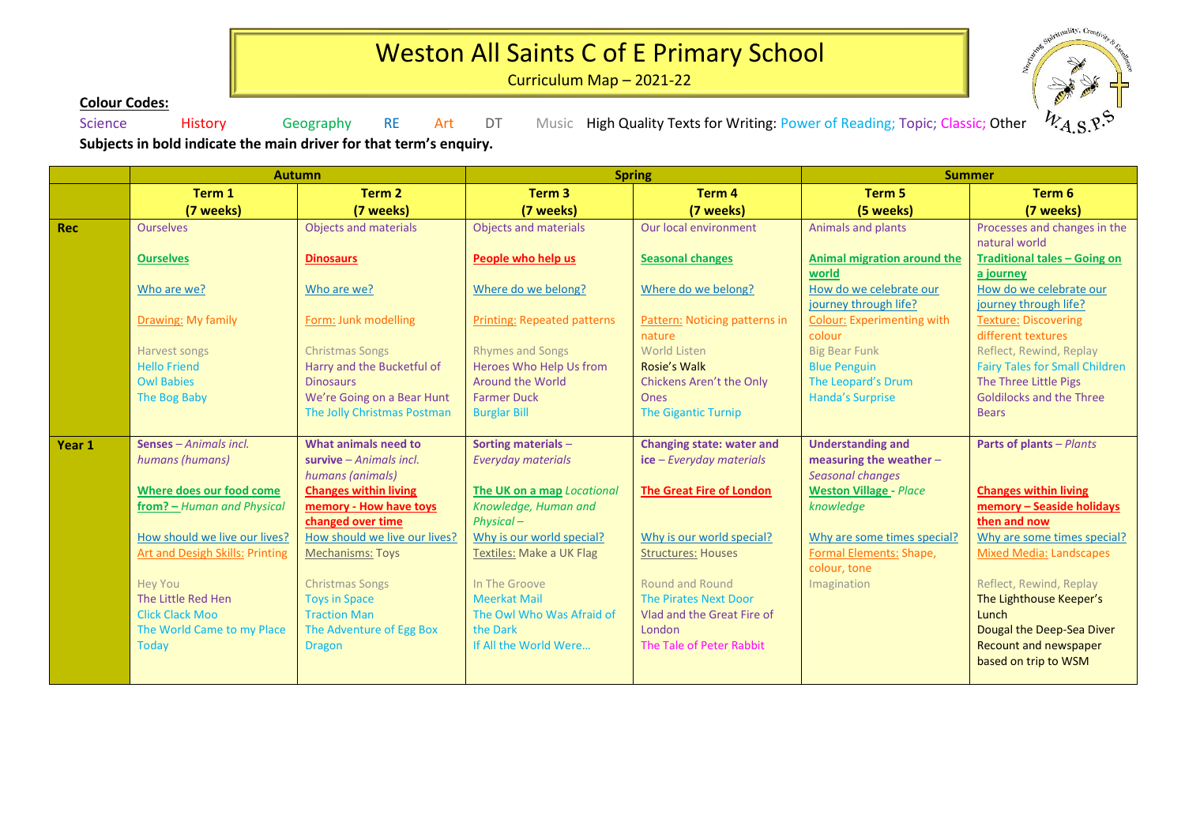# Weston All Saints C of E Primary School

Curriculum Map – 2021-22

**Colour Codes:**

Science History Geography RE Art DT Music High Quality Texts for Writing: Power of Reading; Topic; Classic; Other

**Subjects in bold indicate the main driver for that term's enquiry.**

| | Autumn | | Spring | | Summer | |
|---|---|---|---|---|---|---|
| | **Term 1 (7 weeks)** | **Term 2 (7 weeks)** | **Term 3 (7 weeks)** | **Term 4 (7 weeks)** | **Term 5 (5 weeks)** | **Term 6 (7 weeks)** |
| **Rec** | Ourselves<br><br>**Ourselves**<br><br>Who are we?<br><br>Drawing: My family<br><br>Harvest songs<br>Hello Friend<br>Owl Babies<br>The Bog Baby | Objects and materials<br><br>**Dinosaurs**<br><br>Who are we?<br><br>Form: Junk modelling<br><br>Christmas Songs<br>Harry and the Bucketful of Dinosaurs<br>We're Going on a Bear Hunt<br>The Jolly Christmas Postman | Objects and materials<br><br>**People who help us**<br><br>Where do we belong?<br><br>Printing: Repeated patterns<br><br>Rhymes and Songs<br>Heroes Who Help Us from Around the World<br>Farmer Duck<br>Burglar Bill | Our local environment<br><br>**Seasonal changes**<br><br>Where do we belong?<br><br>Pattern: Noticing patterns in nature<br><br>World Listen<br>Rosie's Walk<br>Chickens Aren't the Only Ones<br>The Gigantic Turnip | Animals and plants<br><br>**Animal migration around the world**<br>How do we celebrate our journey through life?<br>Colour: Experimenting with colour<br><br>Big Bear Funk<br>Blue Penguin<br>The Leopard's Drum<br>Handa's Surprise | Processes and changes in the natural world<br>**Traditional tales – Going on a journey**<br>How do we celebrate our journey through life?<br>Texture: Discovering different textures<br><br>Reflect, Rewind, Replay<br>Fairy Tales for Small Children<br>The Three Little Pigs<br>Goldilocks and the Three Bears |
| **Year 1** | **Senses** – *Animals incl. humans (humans)*<br><br>**Where does our food come from? –** *Human and Physical*<br><br>How should we live our lives?<br>Art and Desigh Skills: Printing<br><br>Hey You<br>The Little Red Hen<br>Click Clack Moo<br>The World Came to my Place Today | **What animals need to survive** – *Animals incl. humans (animals)*<br>**Changes within living memory - How have toys changed over time**<br><br>How should we live our lives?<br>Mechanisms: Toys<br><br>Christmas Songs<br>Toys in Space<br>Traction Man<br>The Adventure of Egg Box Dragon | **Sorting materials** – *Everyday materials*<br><br>**The UK on a map** *Locational Knowledge, Human and Physical –*<br>Why is our world special?<br>Textiles: Make a UK Flag<br><br>In The Groove<br>Meerkat Mail<br>The Owl Who Was Afraid of the Dark<br>If All the World Were… | **Changing state: water and ice** – *Everyday materials*<br><br>**The Great Fire of London**<br><br><br>Why is our world special?<br>Structures: Houses<br><br>Round and Round<br>The Pirates Next Door<br>Vlad and the Great Fire of London<br>The Tale of Peter Rabbit | **Understanding and measuring the weather** – *Seasonal changes*<br>**Weston Village** - *Place knowledge*<br><br>Why are some times special?<br>Formal Elements: Shape, colour, tone<br>Imagination | **Parts of plants** – *Plants*<br><br><br>**Changes within living memory – Seaside holidays then and now**<br>Why are some times special?<br>Mixed Media: Landscapes<br><br>Reflect, Rewind, Replay<br>The Lighthouse Keeper's Lunch<br>Dougal the Deep-Sea Diver<br>Recount and newspaper based on trip to WSM |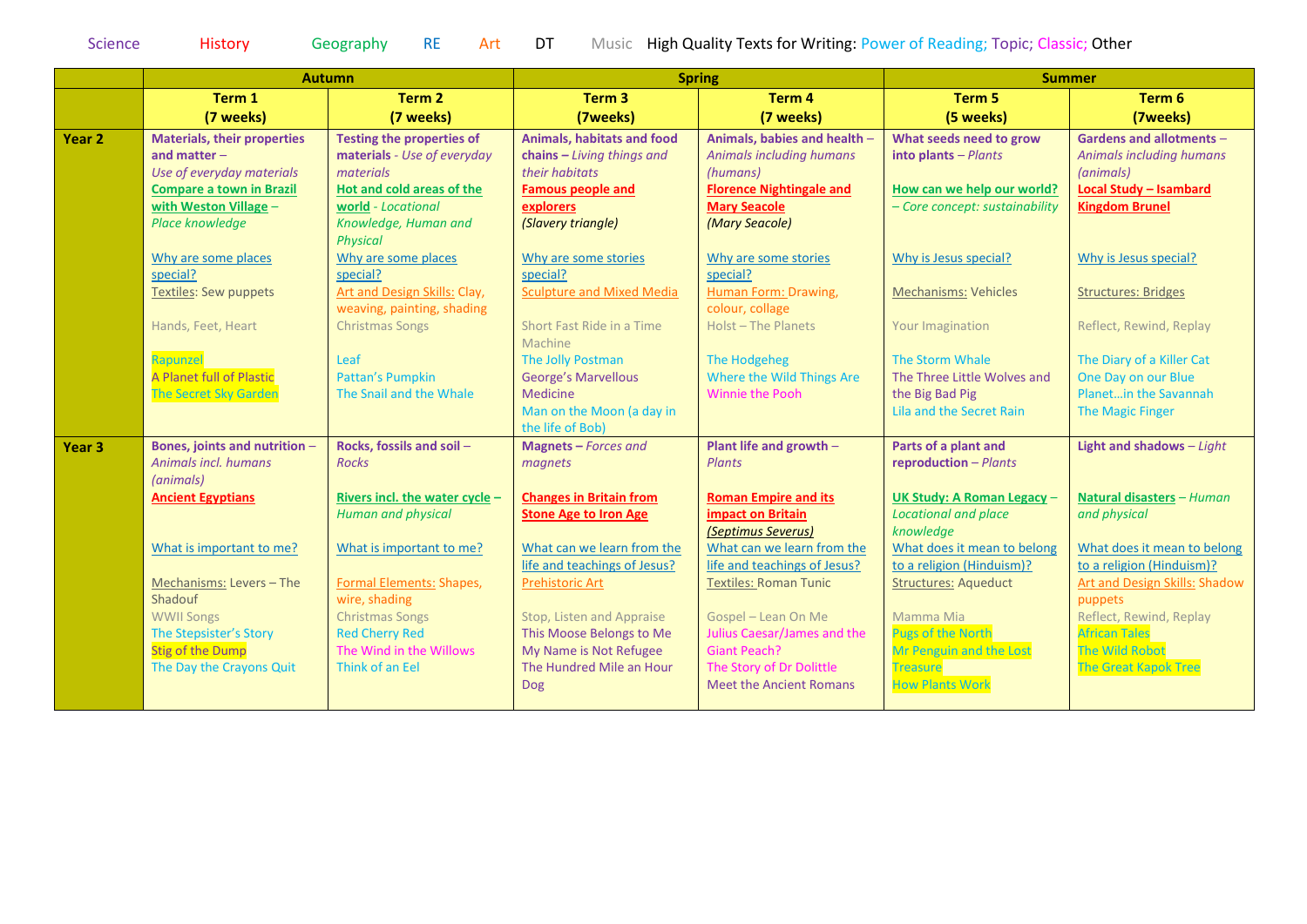Science History Geography RE Art DT Music High Quality Texts for Writing: Power of Reading; Topic; Classic; Other

| | Autumn | | Spring | | Summer | |
|---|---|---|---|---|---|---|
| | **Term 1 (7 weeks)** | **Term 2 (7 weeks)** | **Term 3 (7weeks)** | **Term 4 (7 weeks)** | **Term 5 (5 weeks)** | **Term 6 (7weeks)** |
| **Year 2** | **Materials, their properties and matter** – *Use of everyday materials*<br>**Compare a town in Brazil with Weston Village** – *Place knowledge*<br><br>Why are some places special?<br>Textiles: Sew puppets<br><br>Hands, Feet, Heart<br><br>Rapunzel<br>A Planet full of Plastic<br>The Secret Sky Garden | **Testing the properties of materials** - *Use of everyday materials*<br>**Hot and cold areas of the world** - *Locational Knowledge, Human and Physical*<br><br>Why are some places special?<br>Art and Design Skills: Clay, weaving, painting, shading<br>Christmas Songs<br><br>Leaf<br>Pattan's Pumpkin<br>The Snail and the Whale | **Animals, habitats and food chains** – *Living things and their habitats*<br>**Famous people and explorers**<br>*(Slavery triangle)*<br><br>Why are some stories special?<br>Sculpture and Mixed Media<br><br>Short Fast Ride in a Time Machine<br>The Jolly Postman<br>George's Marvellous Medicine<br>Man on the Moon (a day in the life of Bob) | **Animals, babies and health** – *Animals including humans (humans)*<br>**Florence Nightingale and Mary Seacole**<br>*(Mary Seacole)*<br><br>Why are some stories special?<br>Human Form: Drawing, colour, collage<br>Holst – The Planets<br><br>The Hodgeheg<br>Where the Wild Things Are<br>Winnie the Pooh | **What seeds need to grow into plants** – *Plants*<br><br>**How can we help our world?** – *Core concept: sustainability*<br><br>Why is Jesus special?<br><br>Mechanisms: Vehicles<br><br>Your Imagination<br><br>The Storm Whale<br>The Three Little Wolves and the Big Bad Pig<br>Lila and the Secret Rain | **Gardens and allotments** – *Animals including humans (animals)*<br>**Local Study – Isambard Kingdom Brunel**<br><br>Why is Jesus special?<br><br>Structures: Bridges<br><br>Reflect, Rewind, Replay<br><br>The Diary of a Killer Cat<br>One Day on our Blue Planet…in the Savannah<br>The Magic Finger |
| **Year 3** | **Bones, joints and nutrition** – *Animals incl. humans (animals)*<br>**Ancient Egyptians**<br><br>What is important to me?<br><br>Mechanisms: Levers – The Shadouf<br>WWII Songs<br>The Stepsister's Story<br>Stig of the Dump<br>The Day the Crayons Quit | **Rocks, fossils and soil** – *Rocks*<br><br>**Rivers incl. the water cycle** – *Human and physical*<br><br>What is important to me?<br><br>Formal Elements: Shapes, wire, shading<br>Christmas Songs<br>Red Cherry Red<br>The Wind in the Willows<br>Think of an Eel | **Magnets** – *Forces and magnets*<br><br>**Changes in Britain from Stone Age to Iron Age**<br><br>What can we learn from the life and teachings of Jesus?<br>Prehistoric Art<br><br>Stop, Listen and Appraise<br>This Moose Belongs to Me<br>My Name is Not Refugee<br>The Hundred Mile an Hour Dog | **Plant life and growth** – *Plants*<br><br>**Roman Empire and its impact on Britain**<br>*(Septimus Severus)*<br>What can we learn from the life and teachings of Jesus?<br>Textiles: Roman Tunic<br><br>Gospel – Lean On Me<br>Julius Caesar/James and the Giant Peach?<br>The Story of Dr Dolittle<br>Meet the Ancient Romans | **Parts of a plant and reproduction** – *Plants*<br><br>**UK Study: A Roman Legacy** – *Locational and place knowledge*<br>What does it mean to belong to a religion (Hinduism)?<br>Structures: Aqueduct<br><br>Mamma Mia<br>Pugs of the North<br>Mr Penguin and the Lost Treasure<br>How Plants Work | **Light and shadows** – *Light*<br><br>**Natural disasters** – *Human and physical*<br><br>What does it mean to belong to a religion (Hinduism)?<br>Art and Design Skills: Shadow puppets<br>Reflect, Rewind, Replay<br>African Tales<br>The Wild Robot<br>The Great Kapok Tree |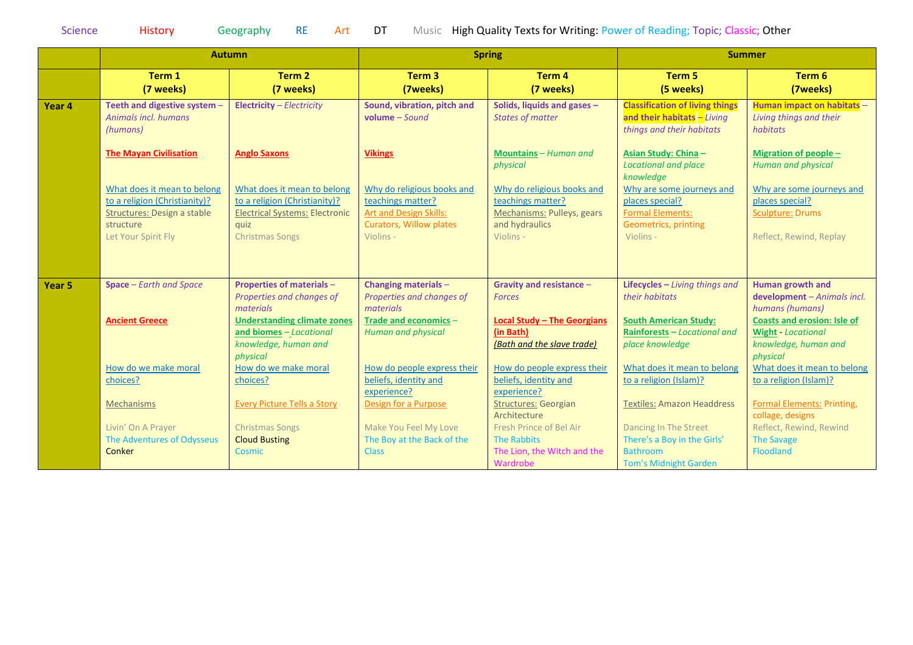Science History Geography RE Art DT Music High Quality Texts for Writing: Power of Reading; Topic; Classic; Other

| | Autumn | | Spring | | Summer | |
|---|---|---|---|---|---|---|
| | **Term 1 (7 weeks)** | **Term 2 (7 weeks)** | **Term 3 (7weeks)** | **Term 4 (7 weeks)** | **Term 5 (5 weeks)** | **Term 6 (7weeks)** |
| **Year 4** | **Teeth and digestive system** – *Animals incl. humans (humans)*<br><br>**The Mayan Civilisation**<br><br>What does it mean to belong to a religion (Christianity)?<br>Structures: Design a stable structure<br>Let Your Spirit Fly | **Electricity** – *Electricity*<br><br>**Anglo Saxons**<br><br>What does it mean to belong to a religion (Christianity)?<br>Electrical Systems: Electronic quiz<br>Christmas Songs | **Sound, vibration, pitch and volume** – *Sound*<br><br>**Vikings**<br><br>Why do religious books and teachings matter?<br>Art and Design Skills: Curators, Willow plates<br>Violins - | **Solids, liquids and gases** – *States of matter*<br><br>**Mountains** – *Human and physical*<br><br>Why do religious books and teachings matter?<br>Mechanisms: Pulleys, gears and hydraulics<br>Violins - | **Classification of living things and their habitats** – *Living things and their habitats*<br><br>**Asian Study: China** – *Locational and place knowledge*<br>Why are some journeys and places special?<br>Formal Elements: Geometrics, printing<br>Violins - | **Human impact on habitats** – *Living things and their habitats*<br><br>**Migration of people** – *Human and physical*<br><br>Why are some journeys and places special?<br>Sculpture: Drums<br><br>Reflect, Rewind, Replay |
| **Year 5** | **Space** – *Earth and Space*<br><br>**Ancient Greece**<br><br>How do we make moral choices?<br><br>Mechanisms<br><br>Livin' On A Prayer<br>The Adventures of Odysseus<br>Conker | **Properties of materials** – *Properties and changes of materials*<br>**Understanding climate zones and biomes** – *Locational knowledge, human and physical*<br>How do we make moral choices?<br><br>Every Picture Tells a Story<br><br>Christmas Songs<br>Cloud Busting<br>Cosmic | **Changing materials** – *Properties and changes of materials*<br>**Trade and economics** – *Human and physical*<br><br>How do people express their beliefs, identity and experience?<br>Design for a Purpose<br><br>Make You Feel My Love<br>The Boy at the Back of the Class | **Gravity and resistance** – *Forces*<br><br>**Local Study – The Georgians (in Bath)**<br>*(Bath and the slave trade)*<br><br>How do people express their beliefs, identity and experience?<br>Structures: Georgian Architecture<br>Fresh Prince of Bel Air<br>The Rabbits<br>The Lion, the Witch and the Wardrobe | **Lifecycles** – *Living things and their habitats*<br><br>**South American Study: Rainforests** – *Locational and place knowledge*<br><br>What does it mean to belong to a religion (Islam)?<br><br>Textiles: Amazon Headdress<br><br>Dancing In The Street<br>There's a Boy in the Girls' Bathroom<br>Tom's Midnight Garden | **Human growth and development** – *Animals incl. humans (humans)*<br>**Coasts and erosion: Isle of Wight** - *Locational knowledge, human and physical*<br>What does it mean to belong to a religion (Islam)?<br><br>Formal Elements: Printing, collage, designs<br>Reflect, Rewind, Rewind<br>The Savage<br>Floodland |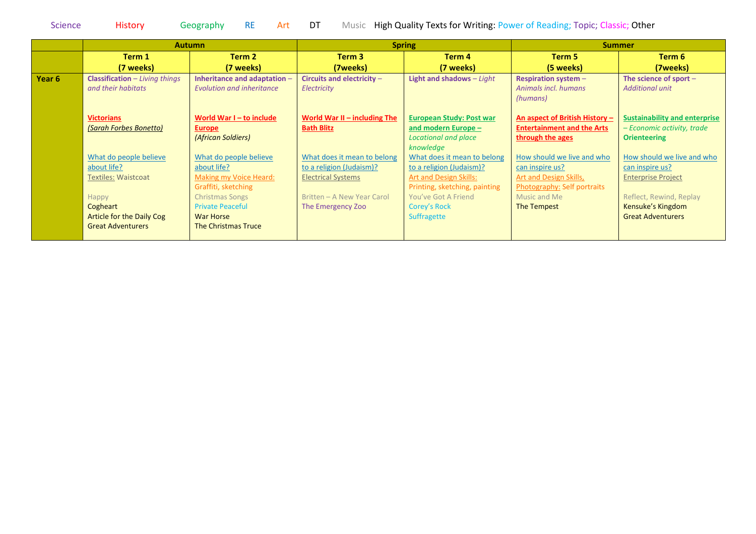Science History Geography RE Art DT Music High Quality Texts for Writing: Power of Reading; Topic; Classic; Other

| | Autumn | | Spring | | Summer | |
|---|---|---|---|---|---|---|
| | **Term 1 (7 weeks)** | **Term 2 (7 weeks)** | **Term 3 (7weeks)** | **Term 4 (7 weeks)** | **Term 5 (5 weeks)** | **Term 6 (7weeks)** |
| **Year 6** | **Classification** – *Living things and their habitats*<br><br>**Victorians**<br>*(Sarah Forbes Bonetto)*<br><br>What do people believe about life?<br>Textiles: Waistcoat<br><br>Happy<br>Cogheart<br>Article for the Daily Cog<br>Great Adventurers | **Inheritance and adaptation** – *Evolution and inheritance*<br><br>**World War I – to include Europe**<br>*(African Soldiers)*<br><br>What do people believe about life?<br>Making my Voice Heard: Graffiti, sketching<br>Christmas Songs<br>Private Peaceful<br>War Horse<br>The Christmas Truce | **Circuits and electricity** – *Electricity*<br><br>**World War II – including The Bath Blitz**<br><br>What does it mean to belong to a religion (Judaism)?<br>Electrical Systems<br><br>Britten – A New Year Carol<br>The Emergency Zoo | **Light and shadows** – *Light*<br><br>**European Study: Post war and modern Europe** – *Locational and place knowledge*<br><br>What does it mean to belong to a religion (Judaism)?<br>Art and Design Skills: Printing, sketching, painting<br>You've Got A Friend<br>Corey's Rock<br>Suffragette | **Respiration system** – *Animals incl. humans (humans)*<br><br>**An aspect of British History – Entertainment and the Arts through the ages**<br><br>How should we live and who can inspire us?<br>Art and Design Skills, Photography: Self portraits<br>Music and Me<br>The Tempest | **The science of sport** – *Additional unit*<br><br>**Sustainability and enterprise** – *Economic activity, trade*<br>**Orienteering**<br><br>How should we live and who can inspire us?<br>Enterprise Project<br><br>Reflect, Rewind, Replay<br>Kensuke's Kingdom<br>Great Adventurers |